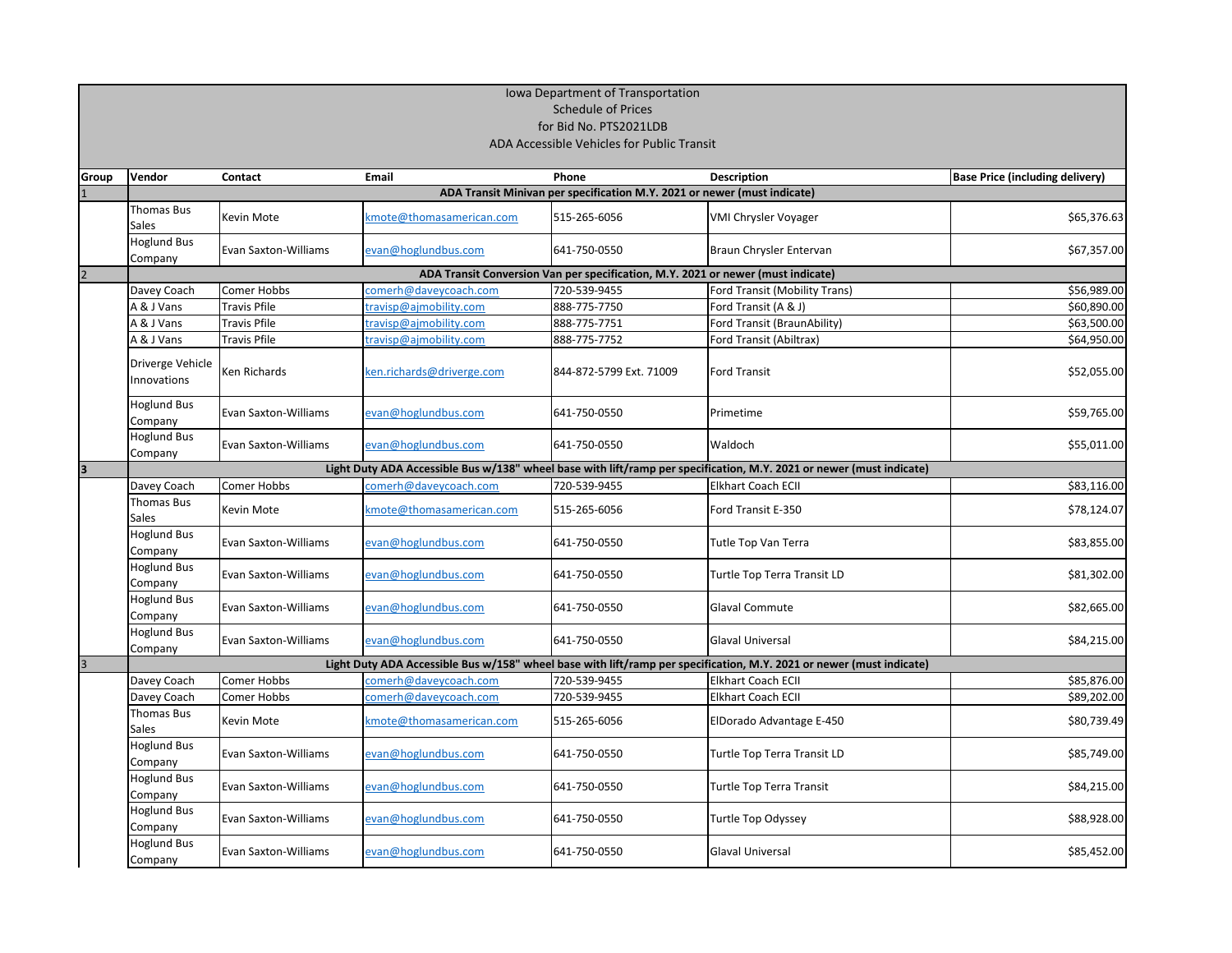Iowa Department of Transportation
Schedule of Prices
for Bid No. PTS2021LDB
ADA Accessible Vehicles for Public Transit

| Group | Vendor | Contact | Email | Phone | Description | Base Price (including delivery) |
|---|---|---|---|---|---|---|
| 1 | **ADA Transit Minivan per specification M.Y. 2021 or newer (must indicate)** | | | | | |
| | Thomas Bus Sales | Kevin Mote | kmote@thomasamerican.com | 515-265-6056 | VMI Chrysler Voyager | $65,376.63 |
| | Hoglund Bus Company | Evan Saxton-Williams | evan@hoglundbus.com | 641-750-0550 | Braun Chrysler Entervan | $67,357.00 |
| 2 | **ADA Transit Conversion Van per specification, M.Y. 2021 or newer (must indicate)** | | | | | |
| | Davey Coach | Comer Hobbs | comerh@daveycoach.com | 720-539-9455 | Ford Transit (Mobility Trans) | $56,989.00 |
| | A & J Vans | Travis Pfile | travisp@ajmobility.com | 888-775-7750 | Ford Transit (A & J) | $60,890.00 |
| | A & J Vans | Travis Pfile | travisp@ajmobility.com | 888-775-7751 | Ford Transit (BraunAbility) | $63,500.00 |
| | A & J Vans | Travis Pfile | travisp@ajmobility.com | 888-775-7752 | Ford Transit (Abiltrax) | $64,950.00 |
| | Driverge Vehicle Innovations | Ken Richards | ken.richards@driverge.com | 844-872-5799 Ext. 71009 | Ford Transit | $52,055.00 |
| | Hoglund Bus Company | Evan Saxton-Williams | evan@hoglundbus.com | 641-750-0550 | Primetime | $59,765.00 |
| | Hoglund Bus Company | Evan Saxton-Williams | evan@hoglundbus.com | 641-750-0550 | Waldoch | $55,011.00 |
| **3** | **Light Duty ADA Accessible Bus w/138" wheel base with lift/ramp per specification, M.Y. 2021 or newer (must indicate)** | | | | | |
| | Davey Coach | Comer Hobbs | comerh@daveycoach.com | 720-539-9455 | Elkhart Coach ECII | $83,116.00 |
| | Thomas Bus Sales | Kevin Mote | kmote@thomasamerican.com | 515-265-6056 | Ford Transit E-350 | $78,124.07 |
| | Hoglund Bus Company | Evan Saxton-Williams | evan@hoglundbus.com | 641-750-0550 | Tutle Top Van Terra | $83,855.00 |
| | Hoglund Bus Company | Evan Saxton-Williams | evan@hoglundbus.com | 641-750-0550 | Turtle Top Terra Transit LD | $81,302.00 |
| | Hoglund Bus Company | Evan Saxton-Williams | evan@hoglundbus.com | 641-750-0550 | Glaval Commute | $82,665.00 |
| | Hoglund Bus Company | Evan Saxton-Williams | evan@hoglundbus.com | 641-750-0550 | Glaval Universal | $84,215.00 |
| 3 | **Light Duty ADA Accessible Bus w/158" wheel base with lift/ramp per specification, M.Y. 2021 or newer (must indicate)** | | | | | |
| | Davey Coach | Comer Hobbs | comerh@daveycoach.com | 720-539-9455 | Elkhart Coach ECII | $85,876.00 |
| | Davey Coach | Comer Hobbs | comerh@daveycoach.com | 720-539-9455 | Elkhart Coach ECII | $89,202.00 |
| | Thomas Bus Sales | Kevin Mote | kmote@thomasamerican.com | 515-265-6056 | ElDorado Advantage E-450 | $80,739.49 |
| | Hoglund Bus Company | Evan Saxton-Williams | evan@hoglundbus.com | 641-750-0550 | Turtle Top Terra Transit LD | $85,749.00 |
| | Hoglund Bus Company | Evan Saxton-Williams | evan@hoglundbus.com | 641-750-0550 | Turtle Top Terra Transit | $84,215.00 |
| | Hoglund Bus Company | Evan Saxton-Williams | evan@hoglundbus.com | 641-750-0550 | Turtle Top Odyssey | $88,928.00 |
| | Hoglund Bus Company | Evan Saxton-Williams | evan@hoglundbus.com | 641-750-0550 | Glaval Universal | $85,452.00 |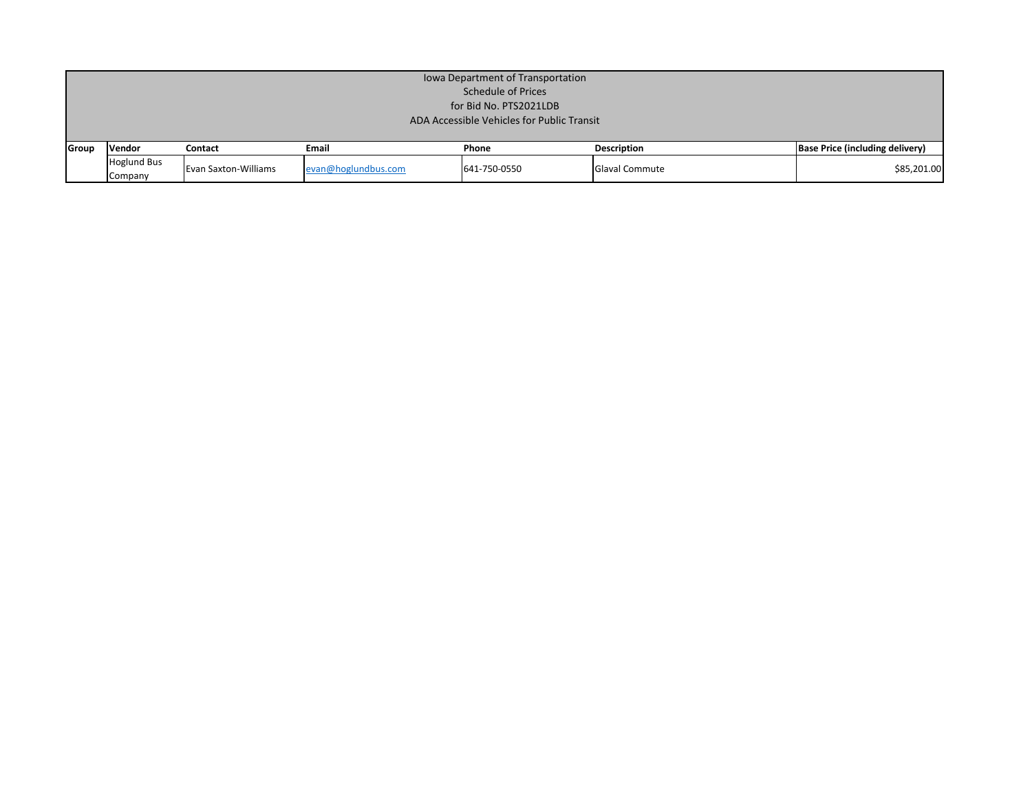Iowa Department of Transportation
Schedule of Prices
for Bid No. PTS2021LDB
ADA Accessible Vehicles for Public Transit

| Group | Vendor | Contact | Email | Phone | Description | Base Price (including delivery) |
|---|---|---|---|---|---|---|
| | Hoglund Bus Company | Evan Saxton-Williams | evan@hoglundbus.com | 641-750-0550 | Glaval Commute | $85,201.00 |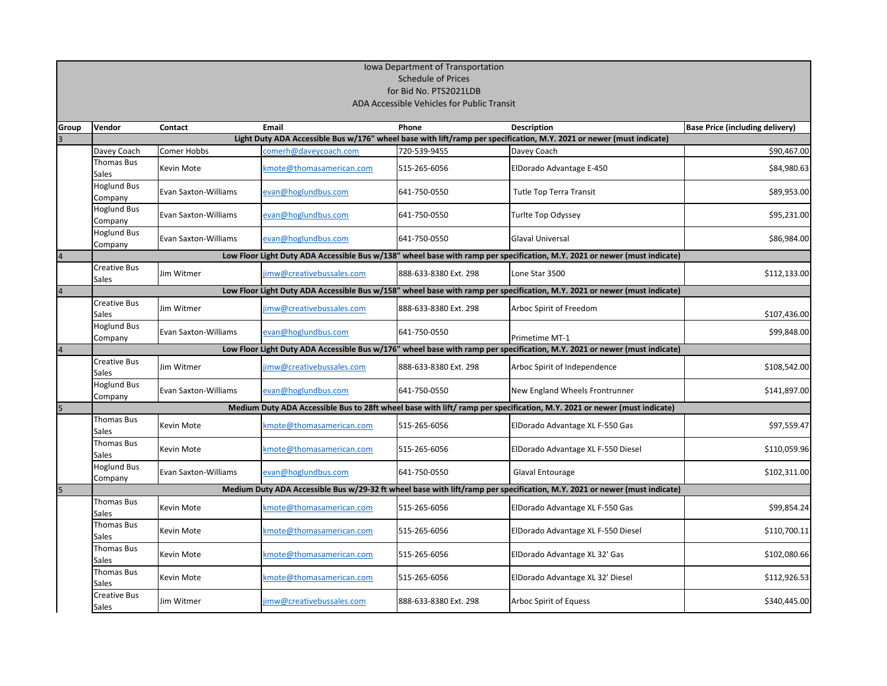Iowa Department of Transportation
Schedule of Prices
for Bid No. PTS2021LDB
ADA Accessible Vehicles for Public Transit

| Group | Vendor | Contact | Email | Phone | Description | Base Price (including delivery) |
|---|---|---|---|---|---|---|
| 3 | **Light Duty ADA Accessible Bus w/176" wheel base with lift/ramp per specification, M.Y. 2021 or newer (must indicate)** | | | | | |
| | Davey Coach | Comer Hobbs | comerh@daveycoach.com | 720-539-9455 | Davey Coach | $90,467.00 |
| | Thomas Bus Sales | Kevin Mote | kmote@thomasamerican.com | 515-265-6056 | ElDorado Advantage E-450 | $84,980.63 |
| | Hoglund Bus Company | Evan Saxton-Williams | evan@hoglundbus.com | 641-750-0550 | Tutle Top Terra Transit | $89,953.00 |
| | Hoglund Bus Company | Evan Saxton-Williams | evan@hoglundbus.com | 641-750-0550 | Turlte Top Odyssey | $95,231.00 |
| | Hoglund Bus Company | Evan Saxton-Williams | evan@hoglundbus.com | 641-750-0550 | Glaval Universal | $86,984.00 |
| 4 | **Low Floor Light Duty ADA Accessible Bus w/138" wheel base with ramp per specification, M.Y. 2021 or newer (must indicate)** | | | | | |
| | Creative Bus Sales | Jim Witmer | jimw@creativebussales.com | 888-633-8380 Ext. 298 | Lone Star 3500 | $112,133.00 |
| 4 | **Low Floor Light Duty ADA Accessible Bus w/158" wheel base with ramp per specification, M.Y. 2021 or newer (must indicate)** | | | | | |
| | Creative Bus Sales | Jim Witmer | jimw@creativebussales.com | 888-633-8380 Ext. 298 | Arboc Spirit of Freedom | $107,436.00 |
| | Hoglund Bus Company | Evan Saxton-Williams | evan@hoglundbus.com | 641-750-0550 | Primetime MT-1 | $99,848.00 |
| 4 | **Low Floor Light Duty ADA Accessible Bus w/176" wheel base with ramp per specification, M.Y. 2021 or newer (must indicate)** | | | | | |
| | Creative Bus Sales | Jim Witmer | jimw@creativebussales.com | 888-633-8380 Ext. 298 | Arboc Spirit of Independence | $108,542.00 |
| | Hoglund Bus Company | Evan Saxton-Williams | evan@hoglundbus.com | 641-750-0550 | New England Wheels Frontrunner | $141,897.00 |
| 5 | **Medium Duty ADA Accessible Bus to 28ft wheel base with lift/ ramp per specification, M.Y. 2021 or newer (must indicate)** | | | | | |
| | Thomas Bus Sales | Kevin Mote | kmote@thomasamerican.com | 515-265-6056 | ElDorado Advantage XL F-550 Gas | $97,559.47 |
| | Thomas Bus Sales | Kevin Mote | kmote@thomasamerican.com | 515-265-6056 | ElDorado Advantage XL F-550 Diesel | $110,059.96 |
| | Hoglund Bus Company | Evan Saxton-Williams | evan@hoglundbus.com | 641-750-0550 | Glaval Entourage | $102,311.00 |
| 5 | **Medium Duty ADA Accessible Bus w/29-32 ft wheel base with lift/ramp per specification, M.Y. 2021 or newer (must indicate)** | | | | | |
| | Thomas Bus Sales | Kevin Mote | kmote@thomasamerican.com | 515-265-6056 | ElDorado Advantage XL F-550 Gas | $99,854.24 |
| | Thomas Bus Sales | Kevin Mote | kmote@thomasamerican.com | 515-265-6056 | ElDorado Advantage XL F-550 Diesel | $110,700.11 |
| | Thomas Bus Sales | Kevin Mote | kmote@thomasamerican.com | 515-265-6056 | ElDorado Advantage XL 32' Gas | $102,080.66 |
| | Thomas Bus Sales | Kevin Mote | kmote@thomasamerican.com | 515-265-6056 | ElDorado Advantage XL 32' Diesel | $112,926.53 |
| | Creative Bus Sales | Jim Witmer | jimw@creativebussales.com | 888-633-8380 Ext. 298 | Arboc Spirit of Equess | $340,445.00 |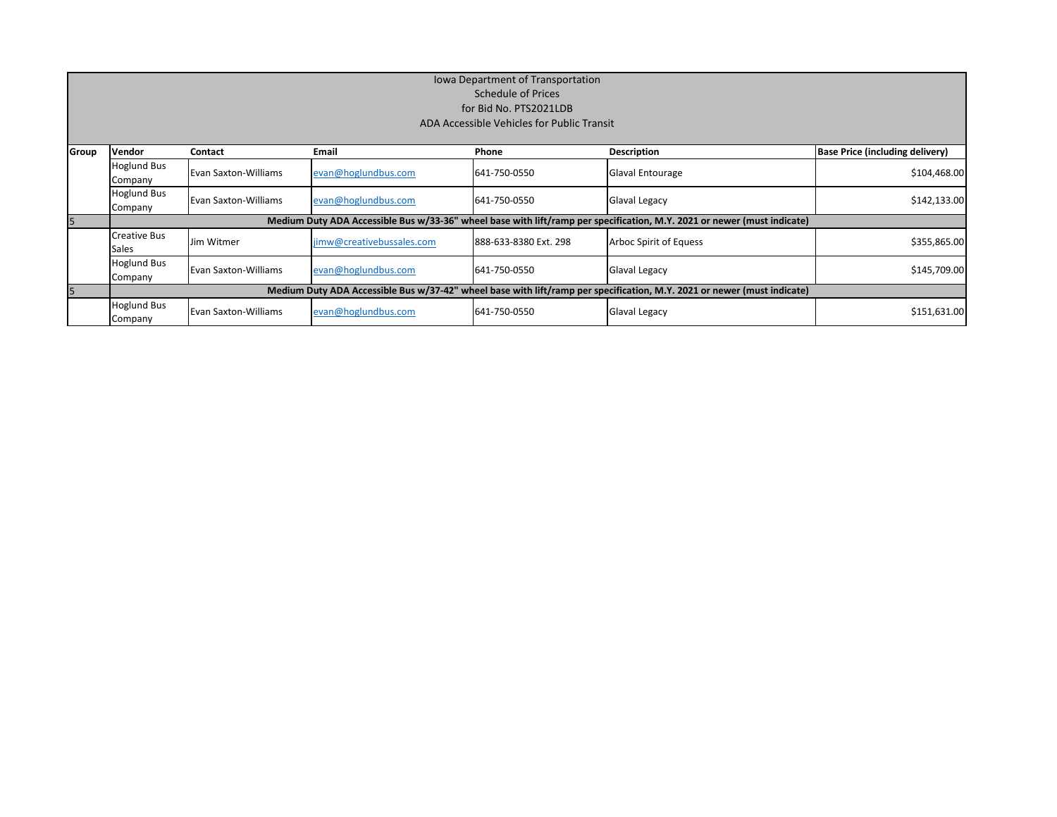| Iowa Department of Transportation<br>Schedule of Prices<br>for Bid No. PTS2021LDB<br>ADA Accessible Vehicles for Public Transit | | | | | | |
|---|---|---|---|---|---|---|
| **Group** | **Vendor** | **Contact** | **Email** | **Phone** | **Description** | **Base Price (including delivery)** |
| | Hoglund Bus Company | Evan Saxton-Williams | evan@hoglundbus.com | 641-750-0550 | Glaval Entourage | $104,468.00 |
| | Hoglund Bus Company | Evan Saxton-Williams | evan@hoglundbus.com | 641-750-0550 | Glaval Legacy | $142,133.00 |
| 5 | **Medium Duty ADA Accessible Bus w/33-36" wheel base with lift/ramp per specification, M.Y. 2021 or newer (must indicate)** | | | | | |
| | Creative Bus Sales | Jim Witmer | jimw@creativebussales.com | 888-633-8380 Ext. 298 | Arboc Spirit of Equess | $355,865.00 |
| | Hoglund Bus Company | Evan Saxton-Williams | evan@hoglundbus.com | 641-750-0550 | Glaval Legacy | $145,709.00 |
| 5 | **Medium Duty ADA Accessible Bus w/37-42" wheel base with lift/ramp per specification, M.Y. 2021 or newer (must indicate)** | | | | | |
| | Hoglund Bus Company | Evan Saxton-Williams | evan@hoglundbus.com | 641-750-0550 | Glaval Legacy | $151,631.00 |